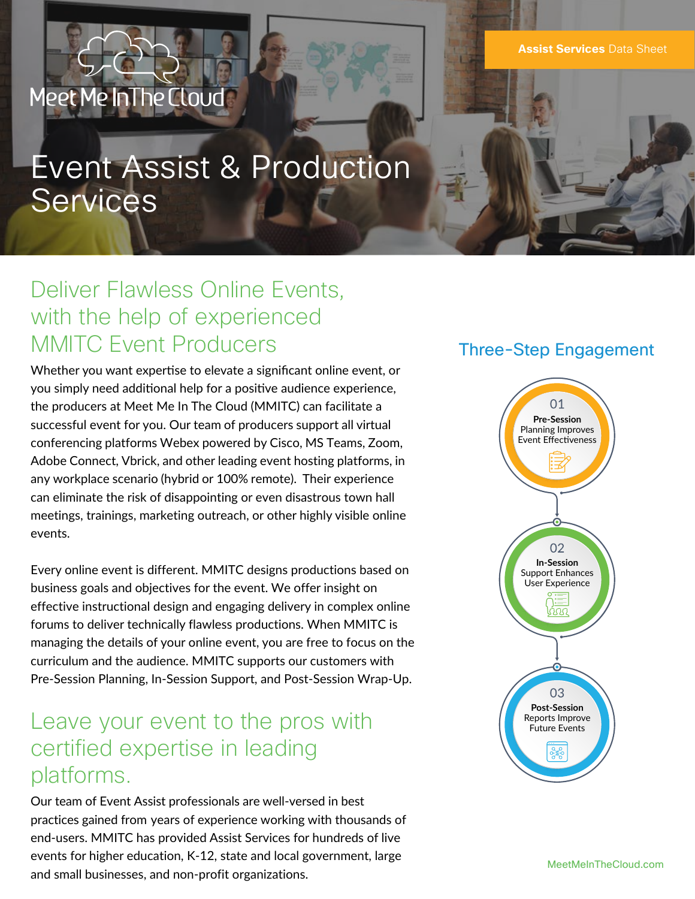Assist Services Data Sheet

Meet Me In The Cloud

# Event Assist & Production Services

## Deliver Flawless Online Events, with the help of experienced MMITC Event Producers

Whether you want expertise to elevate a significant online event, or you simply need additional help for a positive audience experience, the producers at Meet Me In The Cloud (MMITC) can facilitate a successful event for you. Our team of producers support all virtual conferencing platforms Webex powered by Cisco, MS Teams, Zoom, Adobe Connect, Vbrick, and other leading event hosting platforms, in any workplace scenario (hybrid or 100% remote). Their experience can eliminate the risk of disappointing or even disastrous town hall meetings, trainings, marketing outreach, or other highly visible online events.

Every online event is different. MMITC designs productions based on business goals and objectives for the event. We offer insight on effective instructional design and engaging delivery in complex online forums to deliver technically flawless productions. When MMITC is managing the details of your online event, you are free to focus on the curriculum and the audience. MMITC supports our customers with Pre-Session Planning, In-Session Support, and Post-Session Wrap-Up.

## Leave your event to the pros with certified expertise in leading platforms.

Our team of Event Assist professionals are well-versed in best practices gained from years of experience working with thousands of end-users. MMITC has provided Assist Services for hundreds of live events for higher education, K-12, state and local government, large and small businesses, and non-profit organizations.

## Three-Step Engagement

01
**Pre-Session**
Planning Improves Event Effectiveness

02
**In-Session**
Support Enhances User Experience

03
**Post-Session**
Reports Improve Future Events

MeetMeInTheCloud.com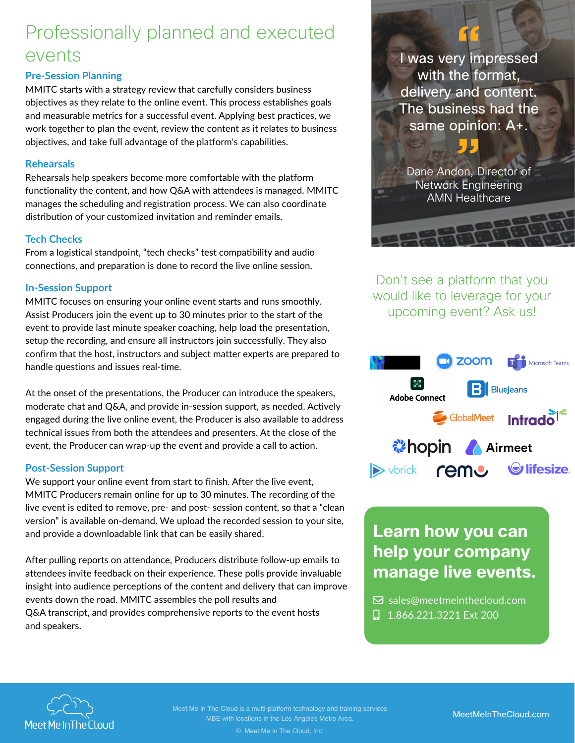# Professionally planned and executed events

## Pre-Session Planning

MMITC starts with a strategy review that carefully considers business objectives as they relate to the online event. This process establishes goals and measurable metrics for a successful event. Applying best practices, we work together to plan the event, review the content as it relates to business objectives, and take full advantage of the platform's capabilities.

## Rehearsals

Rehearsals help speakers become more comfortable with the platform functionality the content, and how Q&A with attendees is managed. MMITC manages the scheduling and registration process. We can also coordinate distribution of your customized invitation and reminder emails.

## Tech Checks

From a logistical standpoint, "tech checks" test compatibility and audio connections, and preparation is done to record the live online session.

## In-Session Support

MMITC focuses on ensuring your online event starts and runs smoothly. Assist Producers join the event up to 30 minutes prior to the start of the event to provide last minute speaker coaching, help load the presentation, setup the recording, and ensure all instructors join successfully. They also confirm that the host, instructors and subject matter experts are prepared to handle questions and issues real-time.

At the onset of the presentations, the Producer can introduce the speakers, moderate chat and Q&A, and provide in-session support, as needed. Actively engaged during the live online event, the Producer is also available to address technical issues from both the attendees and presenters. At the close of the event, the Producer can wrap-up the event and provide a call to action.

## Post-Session Support

We support your online event from start to finish. After the live event, MMITC Producers remain online for up to 30 minutes. The recording of the live event is edited to remove, pre- and post- session content, so that a "clean version" is available on-demand. We upload the recorded session to your site, and provide a downloadable link that can be easily shared.

After pulling reports on attendance, Producers distribute follow-up emails to attendees invite feedback on their experience. These polls provide invaluable insight into audience perceptions of the content and delivery that can improve events down the road. MMITC assembles the poll results and Q&A transcript, and provides comprehensive reports to the event hosts and speakers.

> "I was very impressed with the format, delivery and content. The business had the same opinion: A+."
>
> Dane Andon, Director of Network Engineering
> AMN Healthcare

Don't see a platform that you would like to leverage for your upcoming event? Ask us!

zoom · Microsoft Teams · Adobe Connect · BlueJeans · GlobalMeet · Intrado · hopin · Airmeet · vbrick · remo · lifesize

**Learn how you can help your company manage live events.**

sales@meetmeinthecloud.com

1.866.221.3221 Ext 200

Meet Me In The Cloud

Meet Me In The Cloud is a multi-platform technology and training services MBE with locations in the Los Angeles Metro Area.

© Meet Me In The Cloud, Inc.

MeetMeInTheCloud.com